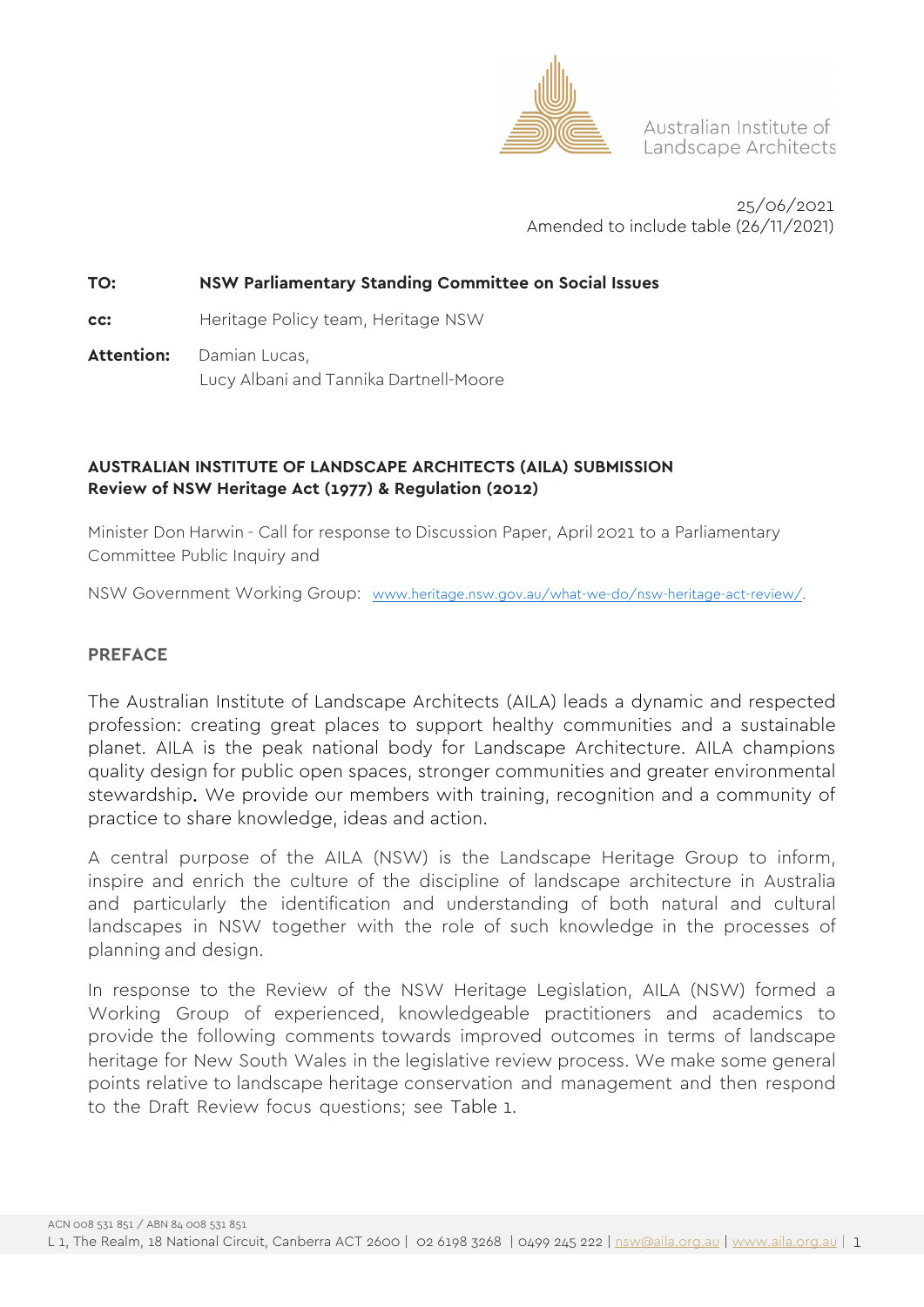Australian Institute of Landscape Architects

25/06/2021
Amended to include table (26/11/2021)

**TO:** **NSW Parliamentary Standing Committee on Social Issues**

**cc:** Heritage Policy team, Heritage NSW

**Attention:** Damian Lucas,
Lucy Albani and Tannika Dartnell-Moore

**AUSTRALIAN INSTITUTE OF LANDSCAPE ARCHITECTS (AILA) SUBMISSION**
**Review of NSW Heritage Act (1977) & Regulation (2012)**

Minister Don Harwin - Call for response to Discussion Paper, April 2021 to a Parliamentary Committee Public Inquiry and

NSW Government Working Group: www.heritage.nsw.gov.au/what-we-do/nsw-heritage-act-review/.

## PREFACE

The Australian Institute of Landscape Architects (AILA) leads a dynamic and respected profession: creating great places to support healthy communities and a sustainable planet. AILA is the peak national body for Landscape Architecture. AILA champions quality design for public open spaces, stronger communities and greater environmental stewardship. We provide our members with training, recognition and a community of practice to share knowledge, ideas and action.

A central purpose of the AILA (NSW) is the Landscape Heritage Group to inform, inspire and enrich the culture of the discipline of landscape architecture in Australia and particularly the identification and understanding of both natural and cultural landscapes in NSW together with the role of such knowledge in the processes of planning and design.

In response to the Review of the NSW Heritage Legislation, AILA (NSW) formed a Working Group of experienced, knowledgeable practitioners and academics to provide the following comments towards improved outcomes in terms of landscape heritage for New South Wales in the legislative review process. We make some general points relative to landscape heritage conservation and management and then respond to the Draft Review focus questions; see Table 1.

ACN 008 531 851 / ABN 84 008 531 851
L 1, The Realm, 18 National Circuit, Canberra ACT 2600 | 02 6198 3268 | 0499 245 222 | nsw@aila.org.au | www.aila.org.au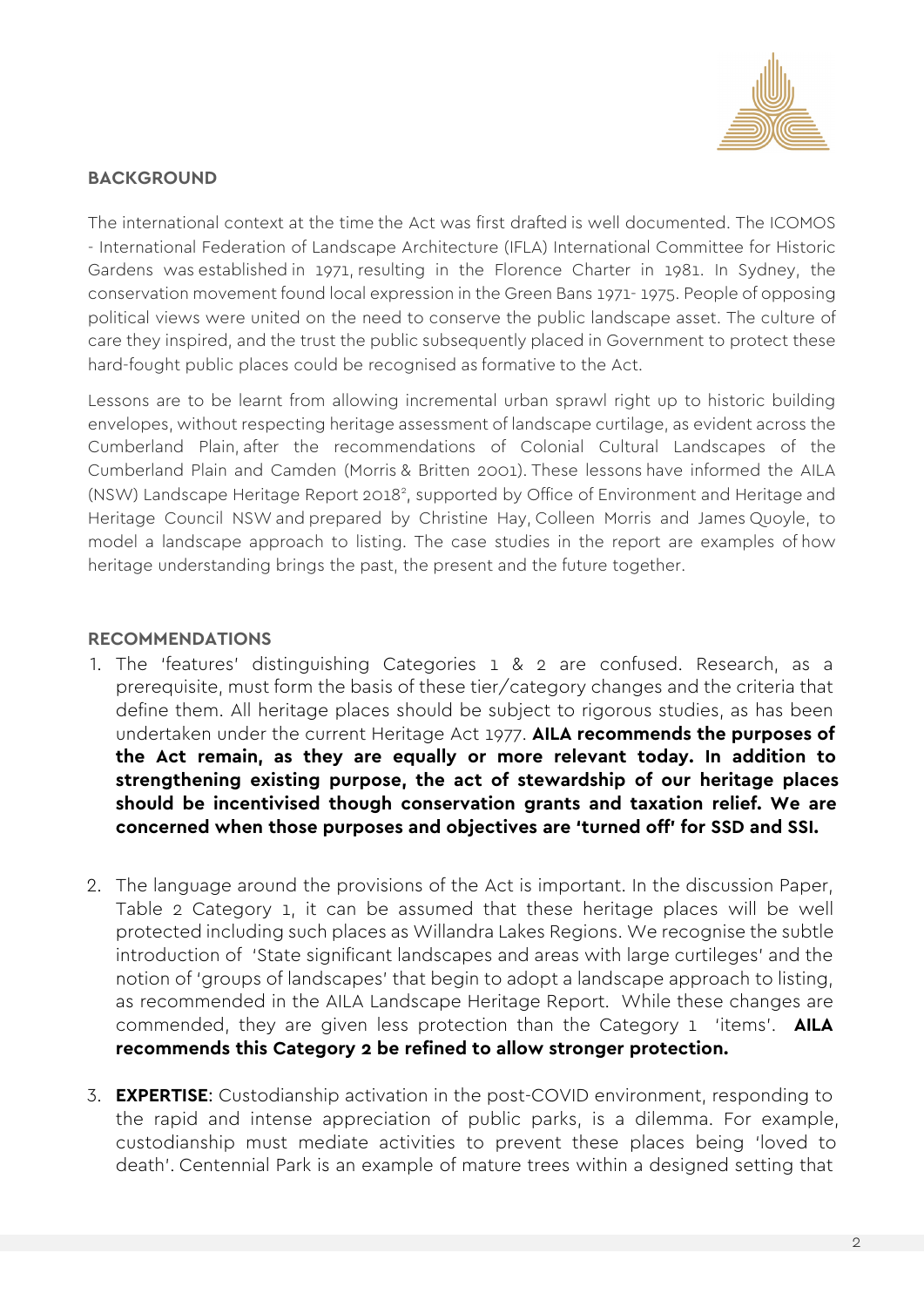## BACKGROUND

The international context at the time the Act was first drafted is well documented. The ICOMOS - International Federation of Landscape Architecture (IFLA) International Committee for Historic Gardens was established in 1971, resulting in the Florence Charter in 1981. In Sydney, the conservation movement found local expression in the Green Bans 1971- 1975. People of opposing political views were united on the need to conserve the public landscape asset. The culture of care they inspired, and the trust the public subsequently placed in Government to protect these hard-fought public places could be recognised as formative to the Act.

Lessons are to be learnt from allowing incremental urban sprawl right up to historic building envelopes, without respecting heritage assessment of landscape curtilage, as evident across the Cumberland Plain, after the recommendations of Colonial Cultural Landscapes of the Cumberland Plain and Camden (Morris & Britten 2001). These lessons have informed the AILA (NSW) Landscape Heritage Report 2018[2], supported by Office of Environment and Heritage and Heritage Council NSW and prepared by Christine Hay, Colleen Morris and James Quoyle, to model a landscape approach to listing. The case studies in the report are examples of how heritage understanding brings the past, the present and the future together.

## RECOMMENDATIONS

1. The 'features' distinguishing Categories 1 & 2 are confused. Research, as a prerequisite, must form the basis of these tier/category changes and the criteria that define them. All heritage places should be subject to rigorous studies, as has been undertaken under the current Heritage Act 1977. **AILA recommends the purposes of the Act remain, as they are equally or more relevant today. In addition to strengthening existing purpose, the act of stewardship of our heritage places should be incentivised though conservation grants and taxation relief. We are concerned when those purposes and objectives are 'turned off' for SSD and SSI.**

2. The language around the provisions of the Act is important. In the discussion Paper, Table 2 Category 1, it can be assumed that these heritage places will be well protected including such places as Willandra Lakes Regions. We recognise the subtle introduction of 'State significant landscapes and areas with large curtileges' and the notion of 'groups of landscapes' that begin to adopt a landscape approach to listing, as recommended in the AILA Landscape Heritage Report. While these changes are commended, they are given less protection than the Category 1 'items'. **AILA recommends this Category 2 be refined to allow stronger protection.**

3. **EXPERTISE**: Custodianship activation in the post-COVID environment, responding to the rapid and intense appreciation of public parks, is a dilemma. For example, custodianship must mediate activities to prevent these places being 'loved to death'. Centennial Park is an example of mature trees within a designed setting that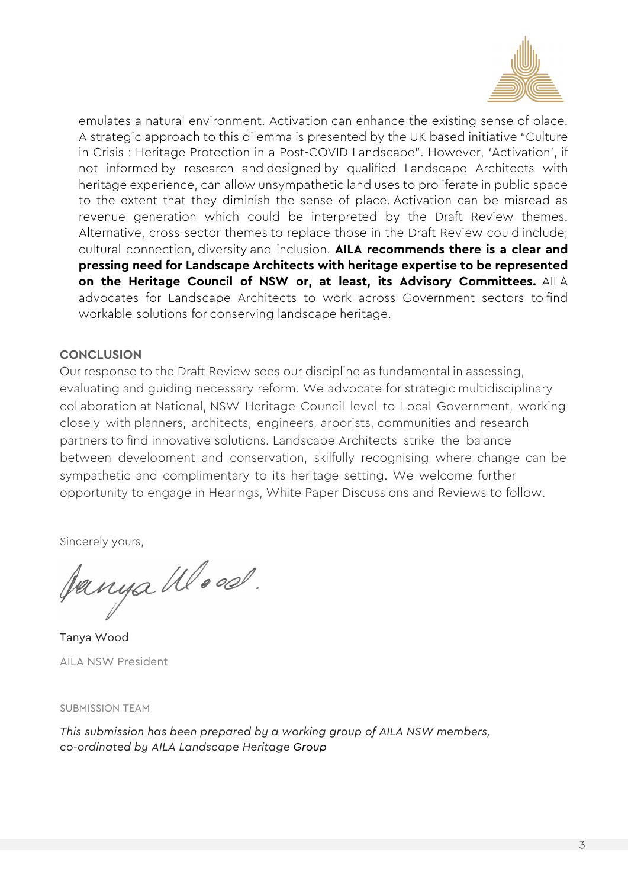emulates a natural environment. Activation can enhance the existing sense of place. A strategic approach to this dilemma is presented by the UK based initiative "Culture in Crisis : Heritage Protection in a Post-COVID Landscape". However, 'Activation', if not informed by research and designed by qualified Landscape Architects with heritage experience, can allow unsympathetic land uses to proliferate in public space to the extent that they diminish the sense of place. Activation can be misread as revenue generation which could be interpreted by the Draft Review themes. Alternative, cross-sector themes to replace those in the Draft Review could include; cultural connection, diversity and inclusion. **AILA recommends there is a clear and pressing need for Landscape Architects with heritage expertise to be represented on the Heritage Council of NSW or, at least, its Advisory Committees.** AILA advocates for Landscape Architects to work across Government sectors to find workable solutions for conserving landscape heritage.

## CONCLUSION

Our response to the Draft Review sees our discipline as fundamental in assessing, evaluating and guiding necessary reform. We advocate for strategic multidisciplinary collaboration at National, NSW Heritage Council level to Local Government, working closely with planners, architects, engineers, arborists, communities and research partners to find innovative solutions. Landscape Architects strike the balance between development and conservation, skilfully recognising where change can be sympathetic and complimentary to its heritage setting. We welcome further opportunity to engage in Hearings, White Paper Discussions and Reviews to follow.

Sincerely yours,

Tanya Wood

AILA NSW President

SUBMISSION TEAM

*This submission has been prepared by a working group of AILA NSW members, co-ordinated by AILA Landscape Heritage Group*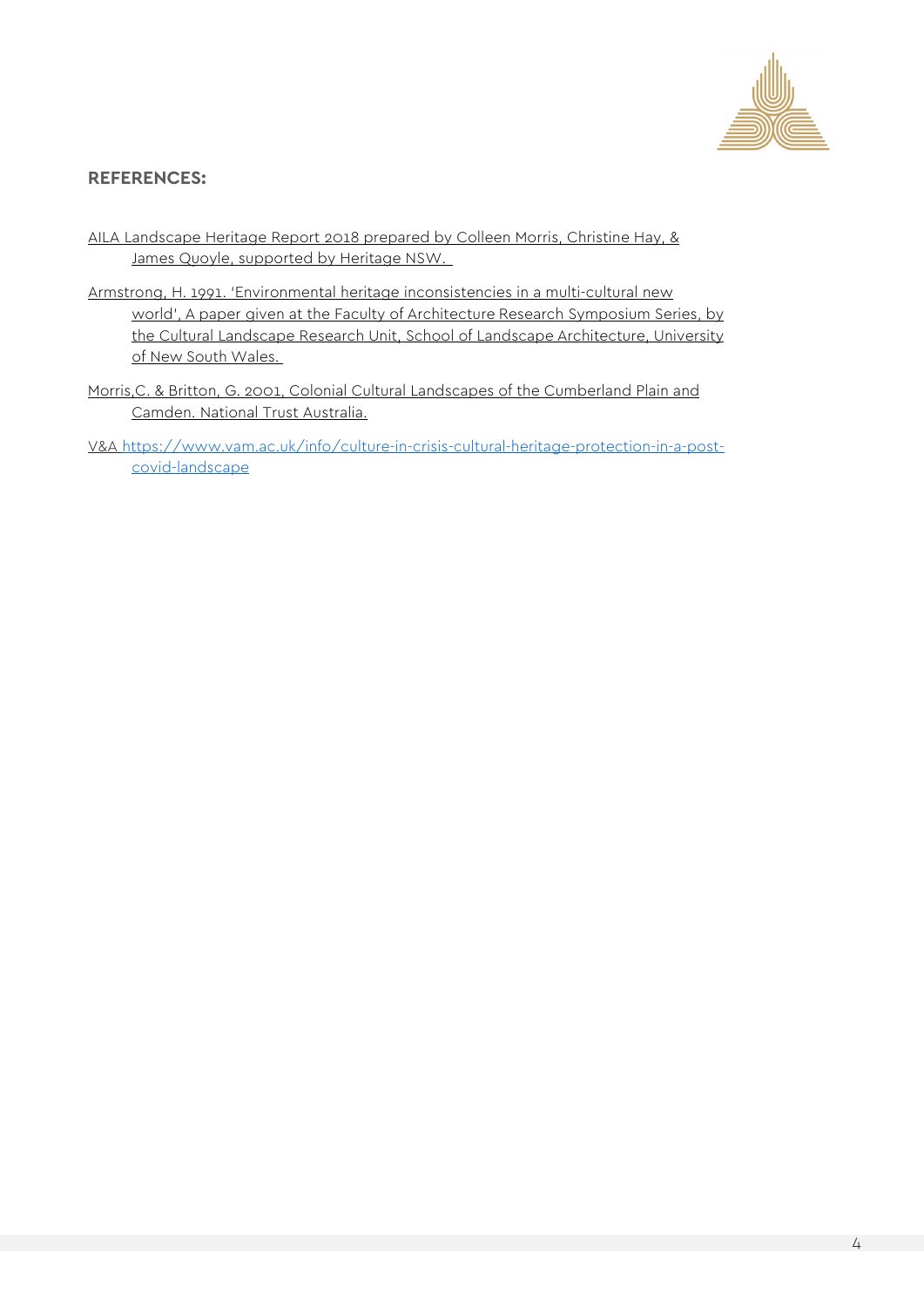## REFERENCES:

AILA Landscape Heritage Report 2018 prepared by Colleen Morris, Christine Hay, & James Quoyle, supported by Heritage NSW.

Armstrong, H. 1991. 'Environmental heritage inconsistencies in a multi-cultural new world', A paper given at the Faculty of Architecture Research Symposium Series, by the Cultural Landscape Research Unit, School of Landscape Architecture, University of New South Wales.

Morris,C. & Britton, G. 2001, Colonial Cultural Landscapes of the Cumberland Plain and Camden. National Trust Australia.

V&A https://www.vam.ac.uk/info/culture-in-crisis-cultural-heritage-protection-in-a-post-covid-landscape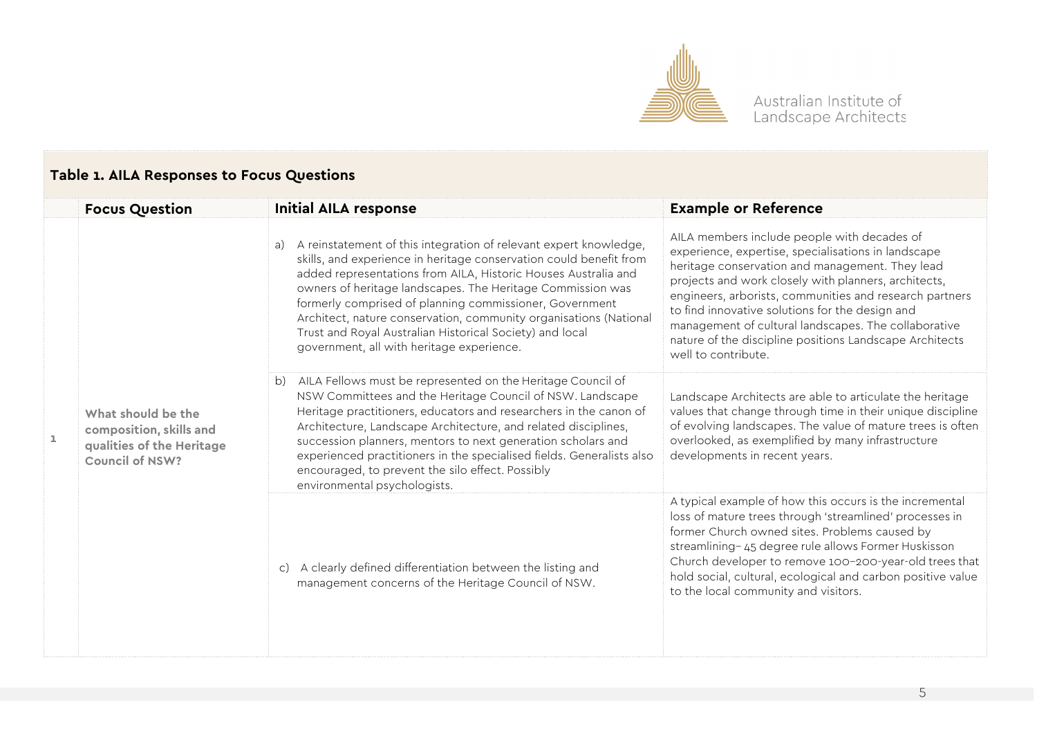**Table 1. AILA Responses to Focus Questions**

| | Focus Question | Initial AILA response | Example or Reference |
|---|---|---|---|
| 1 | **What should be the composition, skills and qualities of the Heritage Council of NSW?** | a) A reinstatement of this integration of relevant expert knowledge, skills, and experience in heritage conservation could benefit from added representations from AILA, Historic Houses Australia and owners of heritage landscapes. The Heritage Commission was formerly comprised of planning commissioner, Government Architect, nature conservation, community organisations (National Trust and Royal Australian Historical Society) and local government, all with heritage experience. | AILA members include people with decades of experience, expertise, specialisations in landscape heritage conservation and management. They lead projects and work closely with planners, architects, engineers, arborists, communities and research partners to find innovative solutions for the design and management of cultural landscapes. The collaborative nature of the discipline positions Landscape Architects well to contribute. |
| | | b) AILA Fellows must be represented on the Heritage Council of NSW Committees and the Heritage Council of NSW. Landscape Heritage practitioners, educators and researchers in the canon of Architecture, Landscape Architecture, and related disciplines, succession planners, mentors to next generation scholars and experienced practitioners in the specialised fields. Generalists also encouraged, to prevent the silo effect. Possibly environmental psychologists. | Landscape Architects are able to articulate the heritage values that change through time in their unique discipline of evolving landscapes. The value of mature trees is often overlooked, as exemplified by many infrastructure developments in recent years. |
| | | c) A clearly defined differentiation between the listing and management concerns of the Heritage Council of NSW. | A typical example of how this occurs is the incremental loss of mature trees through 'streamlined' processes in former Church owned sites. Problems caused by streamlining– 45 degree rule allows Former Huskisson Church developer to remove 100-200-year-old trees that hold social, cultural, ecological and carbon positive value to the local community and visitors. |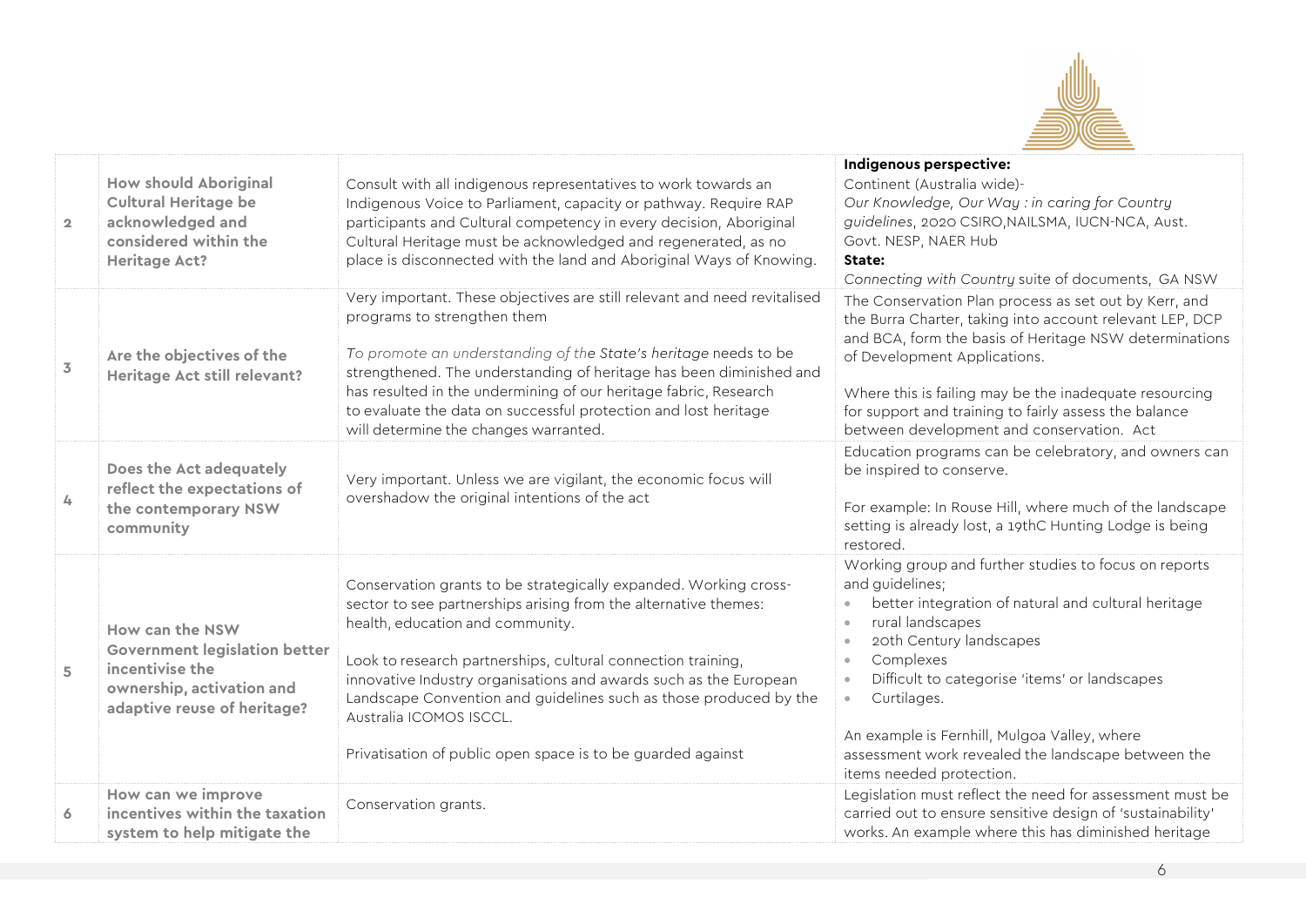| | | | |
|---|---|---|---|
| 2 | **How should Aboriginal Cultural Heritage be acknowledged and considered within the Heritage Act?** | Consult with all indigenous representatives to work towards an Indigenous Voice to Parliament, capacity or pathway. Require RAP participants and Cultural competency in every decision, Aboriginal Cultural Heritage must be acknowledged and regenerated, as no place is disconnected with the land and Aboriginal Ways of Knowing. | **Indigenous perspective:**<br>Continent (Australia wide)-<br>*Our Knowledge, Our Way : in caring for Country guidelines*, 2020 CSIRO,NAILSMA, IUCN-NCA, Aust. Govt. NESP, NAER Hub<br>**State:**<br>*Connecting with Country* suite of documents, GA NSW |
| 3 | **Are the objectives of the Heritage Act still relevant?** | Very important. These objectives are still relevant and need revitalised programs to strengthen them<br><br>*To promote an understanding of the State's heritage* needs to be strengthened. The understanding of heritage has been diminished and has resulted in the undermining of our heritage fabric, Research to evaluate the data on successful protection and lost heritage will determine the changes warranted. | The Conservation Plan process as set out by Kerr, and the Burra Charter, taking into account relevant LEP, DCP and BCA, form the basis of Heritage NSW determinations of Development Applications.<br><br>Where this is failing may be the inadequate resourcing for support and training to fairly assess the balance between development and conservation. Act |
| 4 | **Does the Act adequately reflect the expectations of the contemporary NSW community** | Very important. Unless we are vigilant, the economic focus will overshadow the original intentions of the act | Education programs can be celebratory, and owners can be inspired to conserve.<br><br>For example: In Rouse Hill, where much of the landscape setting is already lost, a 19thC Hunting Lodge is being restored. |
| 5 | **How can the NSW Government legislation better incentivise the ownership, activation and adaptive reuse of heritage?** | Conservation grants to be strategically expanded. Working cross-sector to see partnerships arising from the alternative themes: health, education and community.<br><br>Look to research partnerships, cultural connection training, innovative Industry organisations and awards such as the European Landscape Convention and guidelines such as those produced by the Australia ICOMOS ISCCL.<br><br>Privatisation of public open space is to be guarded against | Working group and further studies to focus on reports and guidelines;<br>• better integration of natural and cultural heritage<br>• rural landscapes<br>• 20th Century landscapes<br>• Complexes<br>• Difficult to categorise 'items' or landscapes<br>• Curtilages.<br><br>An example is Fernhill, Mulgoa Valley, where assessment work revealed the landscape between the items needed protection. |
| 6 | **How can we improve incentives within the taxation system to help mitigate the** | Conservation grants. | Legislation must reflect the need for assessment must be carried out to ensure sensitive design of 'sustainability' works. An example where this has diminished heritage |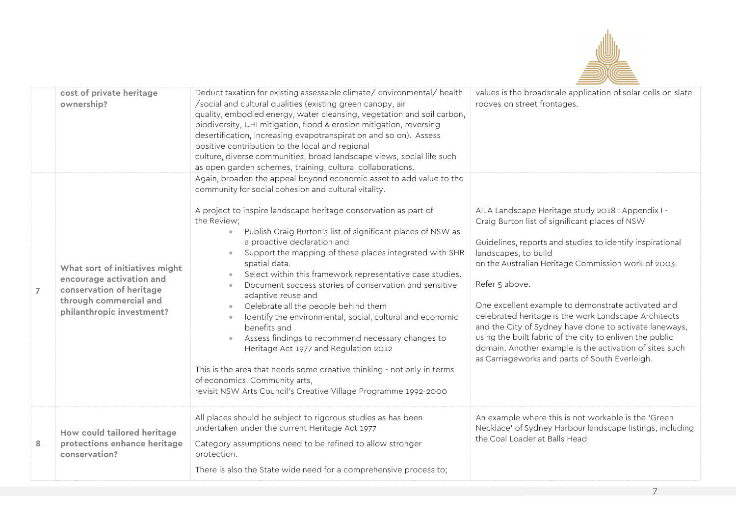| | | | |
|---|---|---|---|
| | **cost of private heritage ownership?** | Deduct taxation for existing assessable climate/ environmental/ health /social and cultural qualities (existing green canopy, air quality, embodied energy, water cleansing, vegetation and soil carbon, biodiversity, UHI mitigation, flood & erosion mitigation, reversing desertification, increasing evapotranspiration and so on). Assess positive contribution to the local and regional culture, diverse communities, broad landscape views, social life such as open garden schemes, training, cultural collaborations.<br>Again, broaden the appeal beyond economic asset to add value to the community for social cohesion and cultural vitality. | values is the broadscale application of solar cells on slate rooves on street frontages. |
| 7 | **What sort of initiatives might encourage activation and conservation of heritage through commercial and philanthropic investment?** | A project to inspire landscape heritage conservation as part of the Review;<br>• Publish Craig Burton's list of significant places of NSW as a proactive declaration and<br>• Support the mapping of these places integrated with SHR spatial data.<br>• Select within this framework representative case studies.<br>• Document success stories of conservation and sensitive adaptive reuse and<br>• Celebrate all the people behind them<br>• Identify the environmental, social, cultural and economic benefits and<br>• Assess findings to recommend necessary changes to Heritage Act 1977 and Regulation 2012<br><br>This is the area that needs some creative thinking - not only in terms of economics. Community arts, revisit NSW Arts Council's Creative Village Programme 1992-2000 | AILA Landscape Heritage study 2018 : Appendix I - Craig Burton list of significant places of NSW<br><br>Guidelines, reports and studies to identify inspirational landscapes, to build on the Australian Heritage Commission work of 2003.<br><br>Refer 5 above.<br><br>One excellent example to demonstrate activated and celebrated heritage is the work Landscape Architects and the City of Sydney have done to activate laneways, using the built fabric of the city to enliven the public domain. Another example is the activation of sites such as Carriageworks and parts of South Everleigh. |
| 8 | **How could tailored heritage protections enhance heritage conservation?** | All places should be subject to rigorous studies as has been undertaken under the current Heritage Act 1977<br><br>Category assumptions need to be refined to allow stronger protection.<br><br>There is also the State wide need for a comprehensive process to; | An example where this is not workable is the 'Green Necklace' of Sydney Harbour landscape listings, including the Coal Loader at Balls Head |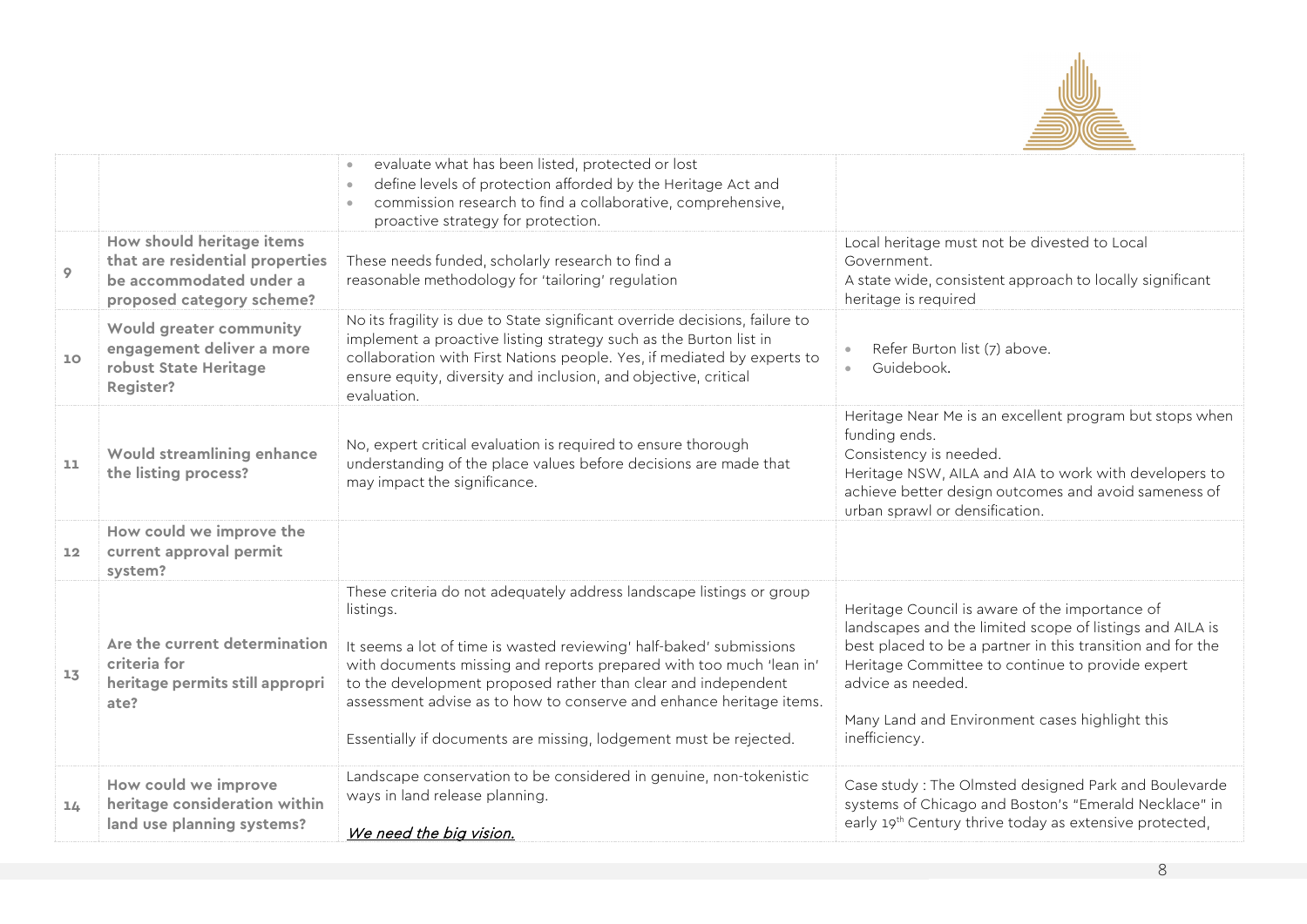| | | | |
|---|---|---|---|
| | | • evaluate what has been listed, protected or lost<br>• define levels of protection afforded by the Heritage Act and<br>• commission research to find a collaborative, comprehensive, proactive strategy for protection. | |
| 9 | **How should heritage items that are residential properties be accommodated under a proposed category scheme?** | These needs funded, scholarly research to find a reasonable methodology for 'tailoring' regulation | Local heritage must not be divested to Local Government.<br>A state wide, consistent approach to locally significant heritage is required |
| 10 | **Would greater community engagement deliver a more robust State Heritage Register?** | No its fragility is due to State significant override decisions, failure to implement a proactive listing strategy such as the Burton list in collaboration with First Nations people. Yes, if mediated by experts to ensure equity, diversity and inclusion, and objective, critical evaluation. | • Refer Burton list (7) above.<br>• Guidebook. |
| 11 | **Would streamlining enhance the listing process?** | No, expert critical evaluation is required to ensure thorough understanding of the place values before decisions are made that may impact the significance. | Heritage Near Me is an excellent program but stops when funding ends.<br>Consistency is needed.<br>Heritage NSW, AILA and AIA to work with developers to achieve better design outcomes and avoid sameness of urban sprawl or densification. |
| 12 | **How could we improve the current approval permit system?** | | |
| 13 | **Are the current determination criteria for heritage permits still appropri ate?** | These criteria do not adequately address landscape listings or group listings.<br><br>It seems a lot of time is wasted reviewing' half-baked' submissions with documents missing and reports prepared with too much 'lean in' to the development proposed rather than clear and independent assessment advise as to how to conserve and enhance heritage items.<br><br>Essentially if documents are missing, lodgement must be rejected. | Heritage Council is aware of the importance of landscapes and the limited scope of listings and AILA is best placed to be a partner in this transition and for the Heritage Committee to continue to provide expert advice as needed.<br><br>Many Land and Environment cases highlight this inefficiency. |
| 14 | **How could we improve heritage consideration within land use planning systems?** | Landscape conservation to be considered in genuine, non-tokenistic ways in land release planning.<br><br>*We need the big vision.* | Case study : The Olmsted designed Park and Boulevarde systems of Chicago and Boston's "Emerald Necklace" in early 19th Century thrive today as extensive protected, |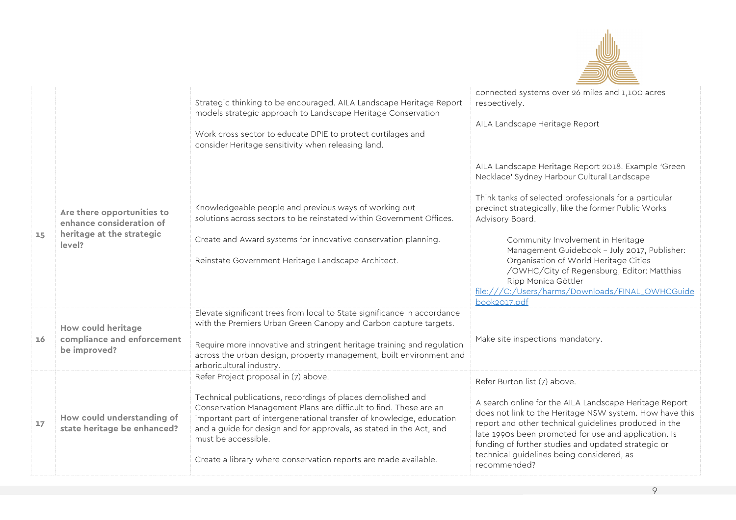| | | | |
|---|---|---|---|
| | | Strategic thinking to be encouraged. AILA Landscape Heritage Report models strategic approach to Landscape Heritage Conservation<br><br>Work cross sector to educate DPIE to protect curtilages and consider Heritage sensitivity when releasing land. | connected systems over 26 miles and 1,100 acres respectively.<br><br>AILA Landscape Heritage Report |
| 15 | **Are there opportunities to enhance consideration of heritage at the strategic level?** | Knowledgeable people and previous ways of working out solutions across sectors to be reinstated within Government Offices.<br><br>Create and Award systems for innovative conservation planning.<br><br>Reinstate Government Heritage Landscape Architect. | AILA Landscape Heritage Report 2018. Example 'Green Necklace' Sydney Harbour Cultural Landscape<br><br>Think tanks of selected professionals for a particular precinct strategically, like the former Public Works Advisory Board.<br><br>Community Involvement in Heritage Management Guidebook – July 2017, Publisher: Organisation of World Heritage Cities /OWHC/City of Regensburg, Editor: Matthias Ripp Monica Göttler<br>file:///C:/Users/harms/Downloads/FINAL_OWHCGuidebook2017.pdf |
| 16 | **How could heritage compliance and enforcement be improved?** | Elevate significant trees from local to State significance in accordance with the Premiers Urban Green Canopy and Carbon capture targets.<br><br>Require more innovative and stringent heritage training and regulation across the urban design, property management, built environment and arboricultural industry. | Make site inspections mandatory. |
| 17 | **How could understanding of state heritage be enhanced?** | Refer Project proposal in (7) above.<br><br>Technical publications, recordings of places demolished and Conservation Management Plans are difficult to find. These are an important part of intergenerational transfer of knowledge, education and a guide for design and for approvals, as stated in the Act, and must be accessible.<br><br>Create a library where conservation reports are made available. | Refer Burton list (7) above.<br><br>A search online for the AILA Landscape Heritage Report does not link to the Heritage NSW system. How have this report and other technical guidelines produced in the late 1990s been promoted for use and application. Is funding of further studies and updated strategic or technical guidelines being considered, as recommended? |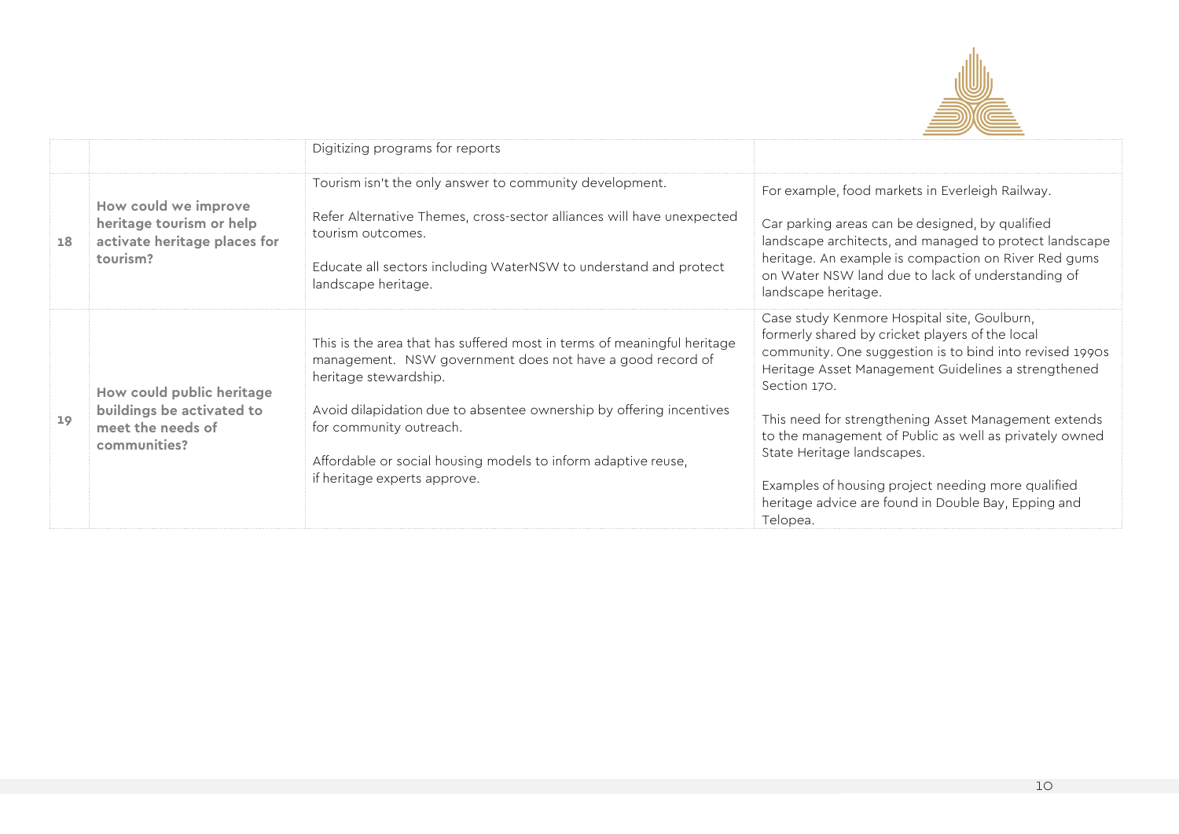| | | | |
|---|---|---|---|
| | | Digitizing programs for reports | |
| 18 | **How could we improve heritage tourism or help activate heritage places for tourism?** | Tourism isn't the only answer to community development.<br><br>Refer Alternative Themes, cross-sector alliances will have unexpected tourism outcomes.<br><br>Educate all sectors including WaterNSW to understand and protect landscape heritage. | For example, food markets in Everleigh Railway.<br><br>Car parking areas can be designed, by qualified landscape architects, and managed to protect landscape heritage. An example is compaction on River Red gums on Water NSW land due to lack of understanding of landscape heritage. |
| 19 | **How could public heritage buildings be activated to meet the needs of communities?** | This is the area that has suffered most in terms of meaningful heritage management. NSW government does not have a good record of heritage stewardship.<br><br>Avoid dilapidation due to absentee ownership by offering incentives for community outreach.<br><br>Affordable or social housing models to inform adaptive reuse, if heritage experts approve. | Case study Kenmore Hospital site, Goulburn, formerly shared by cricket players of the local community. One suggestion is to bind into revised 1990s Heritage Asset Management Guidelines a strengthened Section 170.<br><br>This need for strengthening Asset Management extends to the management of Public as well as privately owned State Heritage landscapes.<br><br>Examples of housing project needing more qualified heritage advice are found in Double Bay, Epping and Telopea. |